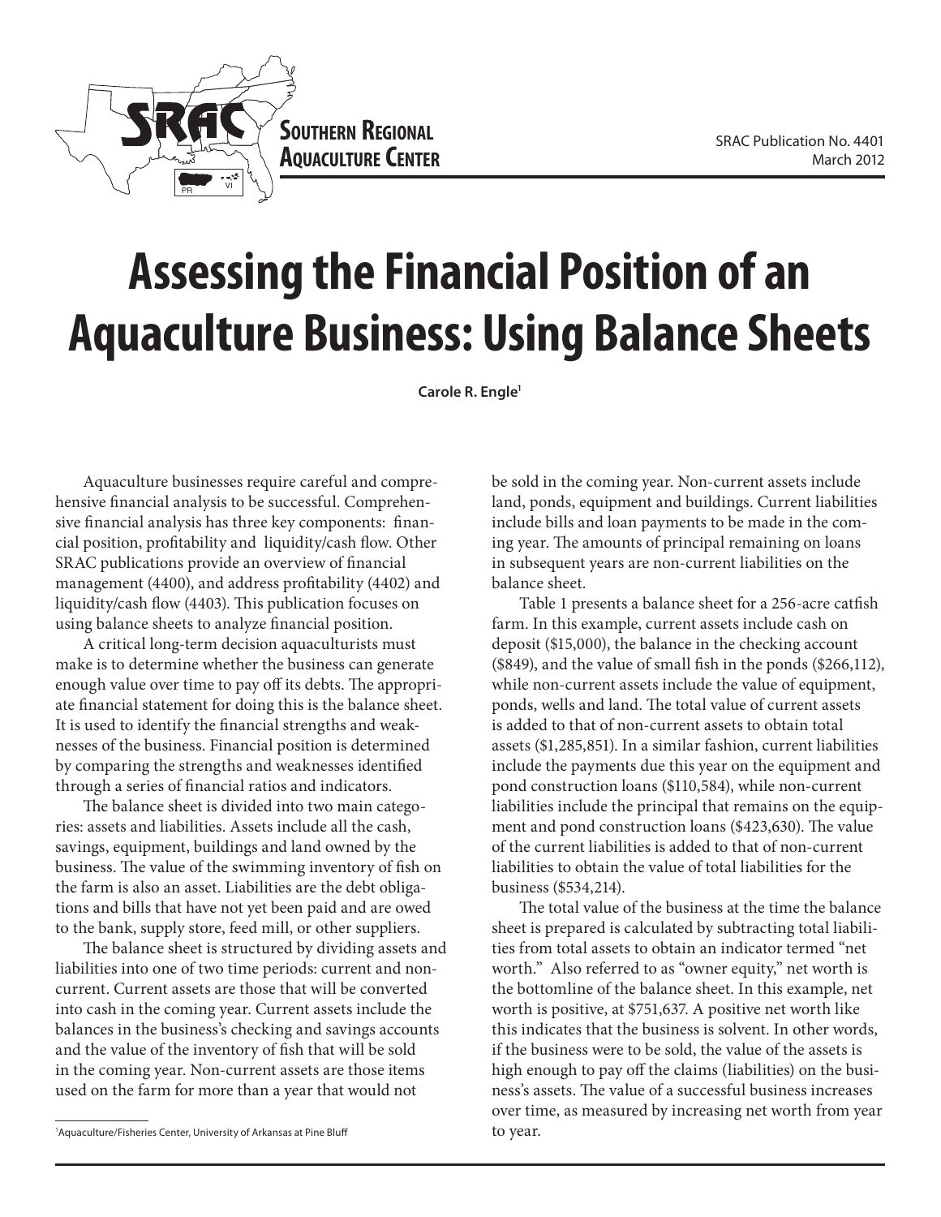SOUTHERN REGIONAL AQUACULTURE CENTER

SRAC Publication No. 4401
March 2012

# Assessing the Financial Position of an Aquaculture Business: Using Balance Sheets

**Carole R. Engle**[1]

Aquaculture businesses require careful and comprehensive financial analysis to be successful. Comprehensive financial analysis has three key components: financial position, profitability and liquidity/cash flow. Other SRAC publications provide an overview of financial management (4400), and address profitability (4402) and liquidity/cash flow (4403). This publication focuses on using balance sheets to analyze financial position.

A critical long-term decision aquaculturists must make is to determine whether the business can generate enough value over time to pay off its debts. The appropriate financial statement for doing this is the balance sheet. It is used to identify the financial strengths and weaknesses of the business. Financial position is determined by comparing the strengths and weaknesses identified through a series of financial ratios and indicators.

The balance sheet is divided into two main categories: assets and liabilities. Assets include all the cash, savings, equipment, buildings and land owned by the business. The value of the swimming inventory of fish on the farm is also an asset. Liabilities are the debt obligations and bills that have not yet been paid and are owed to the bank, supply store, feed mill, or other suppliers.

The balance sheet is structured by dividing assets and liabilities into one of two time periods: current and non-current. Current assets are those that will be converted into cash in the coming year. Current assets include the balances in the business's checking and savings accounts and the value of the inventory of fish that will be sold in the coming year. Non-current assets are those items used on the farm for more than a year that would not be sold in the coming year. Non-current assets include land, ponds, equipment and buildings. Current liabilities include bills and loan payments to be made in the coming year. The amounts of principal remaining on loans in subsequent years are non-current liabilities on the balance sheet.

Table 1 presents a balance sheet for a 256-acre catfish farm. In this example, current assets include cash on deposit ($15,000), the balance in the checking account ($849), and the value of small fish in the ponds ($266,112), while non-current assets include the value of equipment, ponds, wells and land. The total value of current assets is added to that of non-current assets to obtain total assets ($1,285,851). In a similar fashion, current liabilities include the payments due this year on the equipment and pond construction loans ($110,584), while non-current liabilities include the principal that remains on the equipment and pond construction loans ($423,630). The value of the current liabilities is added to that of non-current liabilities to obtain the value of total liabilities for the business ($534,214).

The total value of the business at the time the balance sheet is prepared is calculated by subtracting total liabilities from total assets to obtain an indicator termed "net worth." Also referred to as "owner equity," net worth is the bottomline of the balance sheet. In this example, net worth is positive, at $751,637. A positive net worth like this indicates that the business is solvent. In other words, if the business were to be sold, the value of the assets is high enough to pay off the claims (liabilities) on the business's assets. The value of a successful business increases over time, as measured by increasing net worth from year to year.

[1]Aquaculture/Fisheries Center, University of Arkansas at Pine Bluff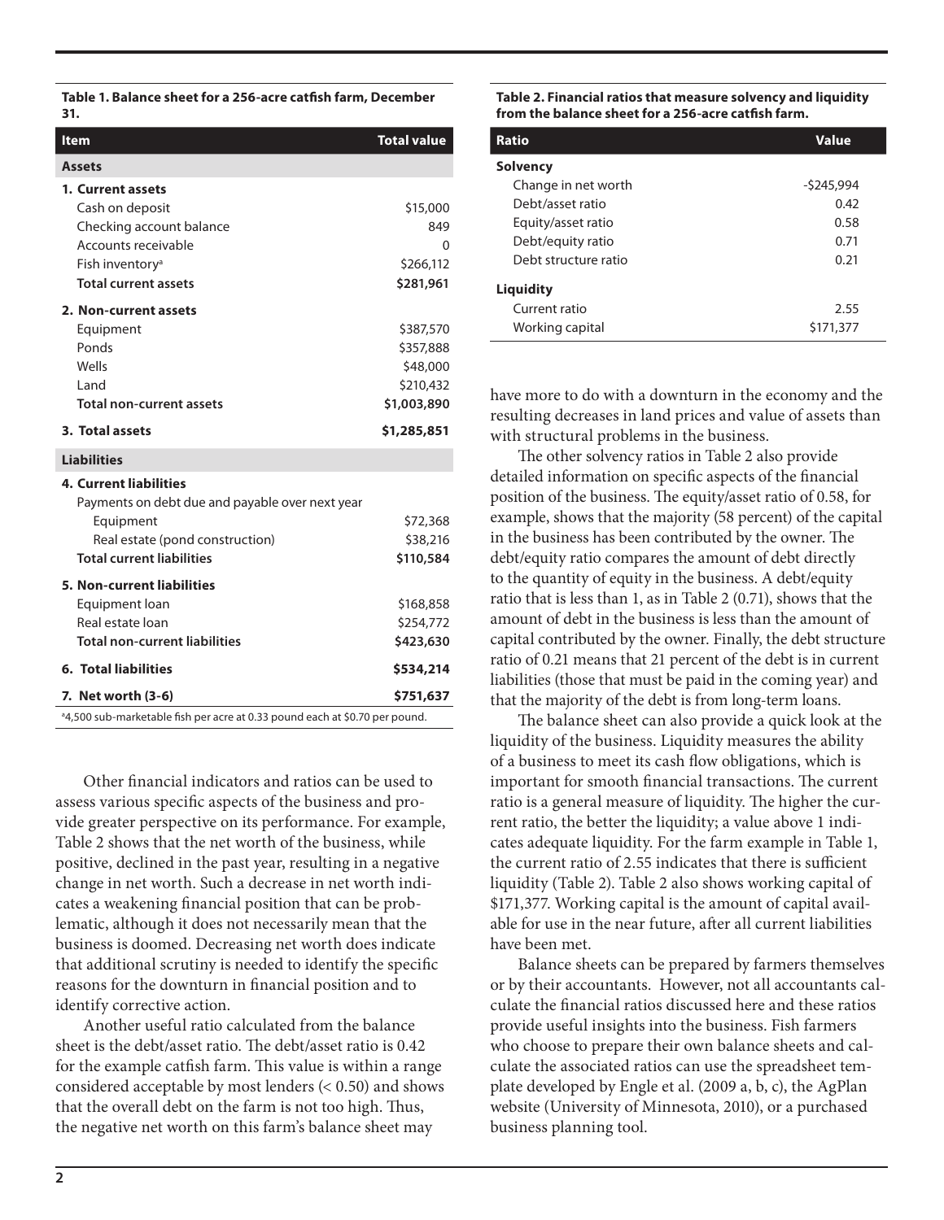**Table 1. Balance sheet for a 256-acre catfish farm, December 31.**

| Item | Total value |
|---|---|
| **Assets** | |
| **1. Current assets** | |
| Cash on deposit | $15,000 |
| Checking account balance | 849 |
| Accounts receivable | 0 |
| Fish inventory[a] | $266,112 |
| **Total current assets** | **$281,961** |
| **2. Non-current assets** | |
| Equipment | $387,570 |
| Ponds | $357,888 |
| Wells | $48,000 |
| Land | $210,432 |
| **Total non-current assets** | **$1,003,890** |
| **3. Total assets** | **$1,285,851** |
| **Liabilities** | |
| **4. Current liabilities** | |
| Payments on debt due and payable over next year | |
| Equipment | $72,368 |
| Real estate (pond construction) | $38,216 |
| **Total current liabilities** | **$110,584** |
| **5. Non-current liabilities** | |
| Equipment loan | $168,858 |
| Real estate loan | $254,772 |
| **Total non-current liabilities** | **$423,630** |
| **6. Total liabilities** | **$534,214** |
| **7. Net worth (3-6)** | **$751,637** |

[a]4,500 sub-marketable fish per acre at 0.33 pound each at $0.70 per pound.

Other financial indicators and ratios can be used to assess various specific aspects of the business and provide greater perspective on its performance. For example, Table 2 shows that the net worth of the business, while positive, declined in the past year, resulting in a negative change in net worth. Such a decrease in net worth indicates a weakening financial position that can be problematic, although it does not necessarily mean that the business is doomed. Decreasing net worth does indicate that additional scrutiny is needed to identify the specific reasons for the downturn in financial position and to identify corrective action.

Another useful ratio calculated from the balance sheet is the debt/asset ratio. The debt/asset ratio is 0.42 for the example catfish farm. This value is within a range considered acceptable by most lenders (< 0.50) and shows that the overall debt on the farm is not too high. Thus, the negative net worth on this farm's balance sheet may have more to do with a downturn in the economy and the resulting decreases in land prices and value of assets than with structural problems in the business.

**Table 2. Financial ratios that measure solvency and liquidity from the balance sheet for a 256-acre catfish farm.**

| Ratio | Value |
|---|---|
| **Solvency** | |
| Change in net worth | -$245,994 |
| Debt/asset ratio | 0.42 |
| Equity/asset ratio | 0.58 |
| Debt/equity ratio | 0.71 |
| Debt structure ratio | 0.21 |
| **Liquidity** | |
| Current ratio | 2.55 |
| Working capital | $171,377 |

The other solvency ratios in Table 2 also provide detailed information on specific aspects of the financial position of the business. The equity/asset ratio of 0.58, for example, shows that the majority (58 percent) of the capital in the business has been contributed by the owner. The debt/equity ratio compares the amount of debt directly to the quantity of equity in the business. A debt/equity ratio that is less than 1, as in Table 2 (0.71), shows that the amount of debt in the business is less than the amount of capital contributed by the owner. Finally, the debt structure ratio of 0.21 means that 21 percent of the debt is in current liabilities (those that must be paid in the coming year) and that the majority of the debt is from long-term loans.

The balance sheet can also provide a quick look at the liquidity of the business. Liquidity measures the ability of a business to meet its cash flow obligations, which is important for smooth financial transactions. The current ratio is a general measure of liquidity. The higher the current ratio, the better the liquidity; a value above 1 indicates adequate liquidity. For the farm example in Table 1, the current ratio of 2.55 indicates that there is sufficient liquidity (Table 2). Table 2 also shows working capital of $171,377. Working capital is the amount of capital available for use in the near future, after all current liabilities have been met.

Balance sheets can be prepared by farmers themselves or by their accountants. However, not all accountants calculate the financial ratios discussed here and these ratios provide useful insights into the business. Fish farmers who choose to prepare their own balance sheets and calculate the associated ratios can use the spreadsheet template developed by Engle et al. (2009 a, b, c), the AgPlan website (University of Minnesota, 2010), or a purchased business planning tool.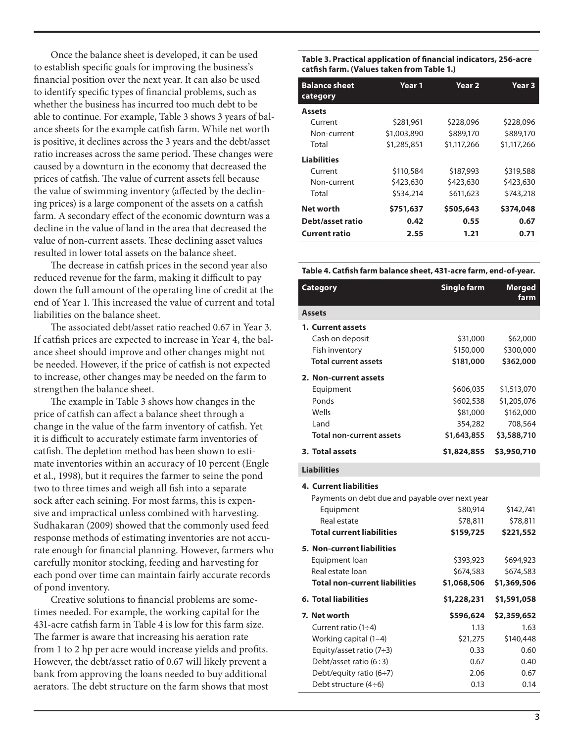Once the balance sheet is developed, it can be used to establish specific goals for improving the business's financial position over the next year. It can also be used to identify specific types of financial problems, such as whether the business has incurred too much debt to be able to continue. For example, Table 3 shows 3 years of balance sheets for the example catfish farm. While net worth is positive, it declines across the 3 years and the debt/asset ratio increases across the same period. These changes were caused by a downturn in the economy that decreased the prices of catfish. The value of current assets fell because the value of swimming inventory (affected by the declining prices) is a large component of the assets on a catfish farm. A secondary effect of the economic downturn was a decline in the value of land in the area that decreased the value of non-current assets. These declining asset values resulted in lower total assets on the balance sheet.

The decrease in catfish prices in the second year also reduced revenue for the farm, making it difficult to pay down the full amount of the operating line of credit at the end of Year 1. This increased the value of current and total liabilities on the balance sheet.

The associated debt/asset ratio reached 0.67 in Year 3. If catfish prices are expected to increase in Year 4, the balance sheet should improve and other changes might not be needed. However, if the price of catfish is not expected to increase, other changes may be needed on the farm to strengthen the balance sheet.

The example in Table 3 shows how changes in the price of catfish can affect a balance sheet through a change in the value of the farm inventory of catfish. Yet it is difficult to accurately estimate farm inventories of catfish. The depletion method has been shown to estimate inventories within an accuracy of 10 percent (Engle et al., 1998), but it requires the farmer to seine the pond two to three times and weigh all fish into a separate sock after each seining. For most farms, this is expensive and impractical unless combined with harvesting. Sudhakaran (2009) showed that the commonly used feed response methods of estimating inventories are not accurate enough for financial planning. However, farmers who carefully monitor stocking, feeding and harvesting for each pond over time can maintain fairly accurate records of pond inventory.

Creative solutions to financial problems are sometimes needed. For example, the working capital for the 431-acre catfish farm in Table 4 is low for this farm size. The farmer is aware that increasing his aeration rate from 1 to 2 hp per acre would increase yields and profits. However, the debt/asset ratio of 0.67 will likely prevent a bank from approving the loans needed to buy additional aerators. The debt structure on the farm shows that most

**Table 3. Practical application of financial indicators, 256-acre catfish farm. (Values taken from Table 1.)**

| Balance sheet category | Year 1 | Year 2 | Year 3 |
|---|---|---|---|
| **Assets** | | | |
| Current | $281,961 | $228,096 | $228,096 |
| Non-current | $1,003,890 | $889,170 | $889,170 |
| Total | $1,285,851 | $1,117,266 | $1,117,266 |
| **Liabilities** | | | |
| Current | $110,584 | $187,993 | $319,588 |
| Non-current | $423,630 | $423,630 | $423,630 |
| Total | $534,214 | $611,623 | $743,218 |
| **Net worth** | **$751,637** | **$505,643** | **$374,048** |
| **Debt/asset ratio** | **0.42** | **0.55** | **0.67** |
| **Current ratio** | **2.55** | **1.21** | **0.71** |

**Table 4. Catfish farm balance sheet, 431-acre farm, end-of-year.**

| Category | Single farm | Merged farm |
|---|---|---|
| **Assets** | | |
| **1. Current assets** | | |
| Cash on deposit | $31,000 | $62,000 |
| Fish inventory | $150,000 | $300,000 |
| **Total current assets** | **$181,000** | **$362,000** |
| **2. Non-current assets** | | |
| Equipment | $606,035 | $1,513,070 |
| Ponds | $602,538 | $1,205,076 |
| Wells | $81,000 | $162,000 |
| Land | 354,282 | 708,564 |
| **Total non-current assets** | **$1,643,855** | **$3,588,710** |
| **3. Total assets** | **$1,824,855** | **$3,950,710** |
| **Liabilities** | | |
| **4. Current liabilities** | | |
| Payments on debt due and payable over next year | | |
| Equipment | $80,914 | $142,741 |
| Real estate | $78,811 | $78,811 |
| **Total current liabilities** | **$159,725** | **$221,552** |
| **5. Non-current liabilities** | | |
| Equipment loan | $393,923 | $694,923 |
| Real estate loan | $674,583 | $674,583 |
| **Total non-current liabilities** | **$1,068,506** | **$1,369,506** |
| **6. Total liabilities** | **$1,228,231** | **$1,591,058** |
| **7. Net worth** | **$596,624** | **$2,359,652** |
| Current ratio (1÷4) | 1.13 | 1.63 |
| Working capital (1–4) | $21,275 | $140,448 |
| Equity/asset ratio (7÷3) | 0.33 | 0.60 |
| Debt/asset ratio (6÷3) | 0.67 | 0.40 |
| Debt/equity ratio (6÷7) | 2.06 | 0.67 |
| Debt structure (4÷6) | 0.13 | 0.14 |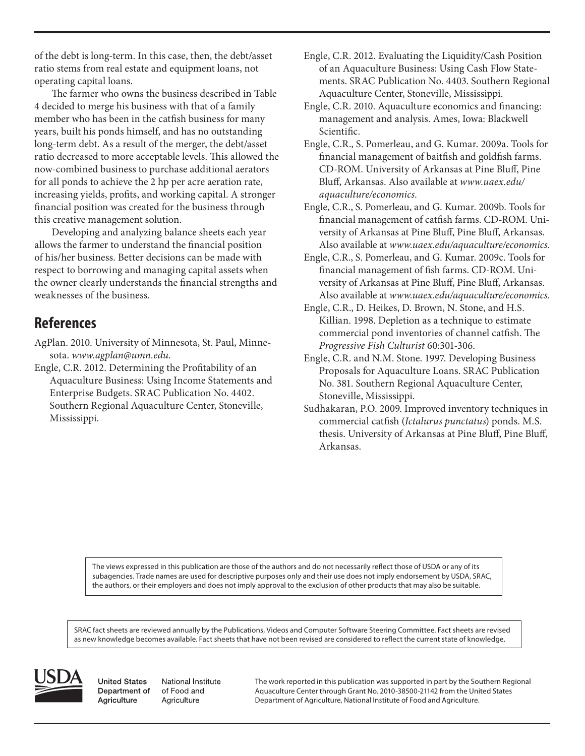of the debt is long-term. In this case, then, the debt/asset ratio stems from real estate and equipment loans, not operating capital loans.

The farmer who owns the business described in Table 4 decided to merge his business with that of a family member who has been in the catfish business for many years, built his ponds himself, and has no outstanding long-term debt. As a result of the merger, the debt/asset ratio decreased to more acceptable levels. This allowed the now-combined business to purchase additional aerators for all ponds to achieve the 2 hp per acre aeration rate, increasing yields, profits, and working capital. A stronger financial position was created for the business through this creative management solution.

Developing and analyzing balance sheets each year allows the farmer to understand the financial position of his/her business. Better decisions can be made with respect to borrowing and managing capital assets when the owner clearly understands the financial strengths and weaknesses of the business.

## References

AgPlan. 2010. University of Minnesota, St. Paul, Minnesota. *www.agplan@umn.edu*.

Engle, C.R. 2012. Determining the Profitability of an Aquaculture Business: Using Income Statements and Enterprise Budgets. SRAC Publication No. 4402. Southern Regional Aquaculture Center, Stoneville, Mississippi.

Engle, C.R. 2012. Evaluating the Liquidity/Cash Position of an Aquaculture Business: Using Cash Flow Statements. SRAC Publication No. 4403. Southern Regional Aquaculture Center, Stoneville, Mississippi.

Engle, C.R. 2010. Aquaculture economics and financing: management and analysis. Ames, Iowa: Blackwell Scientific.

Engle, C.R., S. Pomerleau, and G. Kumar. 2009a. Tools for financial management of baitfish and goldfish farms. CD-ROM. University of Arkansas at Pine Bluff, Pine Bluff, Arkansas. Also available at *www.uaex.edu/aquaculture/economics.*

Engle, C.R., S. Pomerleau, and G. Kumar. 2009b. Tools for financial management of catfish farms. CD-ROM. University of Arkansas at Pine Bluff, Pine Bluff, Arkansas. Also available at *www.uaex.edu/aquaculture/economics.*

Engle, C.R., S. Pomerleau, and G. Kumar. 2009c. Tools for financial management of fish farms. CD-ROM. University of Arkansas at Pine Bluff, Pine Bluff, Arkansas. Also available at *www.uaex.edu/aquaculture/economics.*

Engle, C.R., D. Heikes, D. Brown, N. Stone, and H.S. Killian. 1998. Depletion as a technique to estimate commercial pond inventories of channel catfish. *The Progressive Fish Culturist* 60:301-306.

Engle, C.R. and N.M. Stone. 1997. Developing Business Proposals for Aquaculture Loans. SRAC Publication No. 381. Southern Regional Aquaculture Center, Stoneville, Mississippi.

Sudhakaran, P.O. 2009. Improved inventory techniques in commercial catfish (*Ictalurus punctatus*) ponds. M.S. thesis. University of Arkansas at Pine Bluff, Pine Bluff, Arkansas.

The views expressed in this publication are those of the authors and do not necessarily reflect those of USDA or any of its subagencies. Trade names are used for descriptive purposes only and their use does not imply endorsement by USDA, SRAC, the authors, or their employers and does not imply approval to the exclusion of other products that may also be suitable.

SRAC fact sheets are reviewed annually by the Publications, Videos and Computer Software Steering Committee. Fact sheets are revised as new knowledge becomes available. Fact sheets that have not been revised are considered to reflect the current state of knowledge.

USDA United States Department of Agriculture — National Institute of Food and Agriculture

The work reported in this publication was supported in part by the Southern Regional Aquaculture Center through Grant No. 2010-38500-21142 from the United States Department of Agriculture, National Institute of Food and Agriculture.